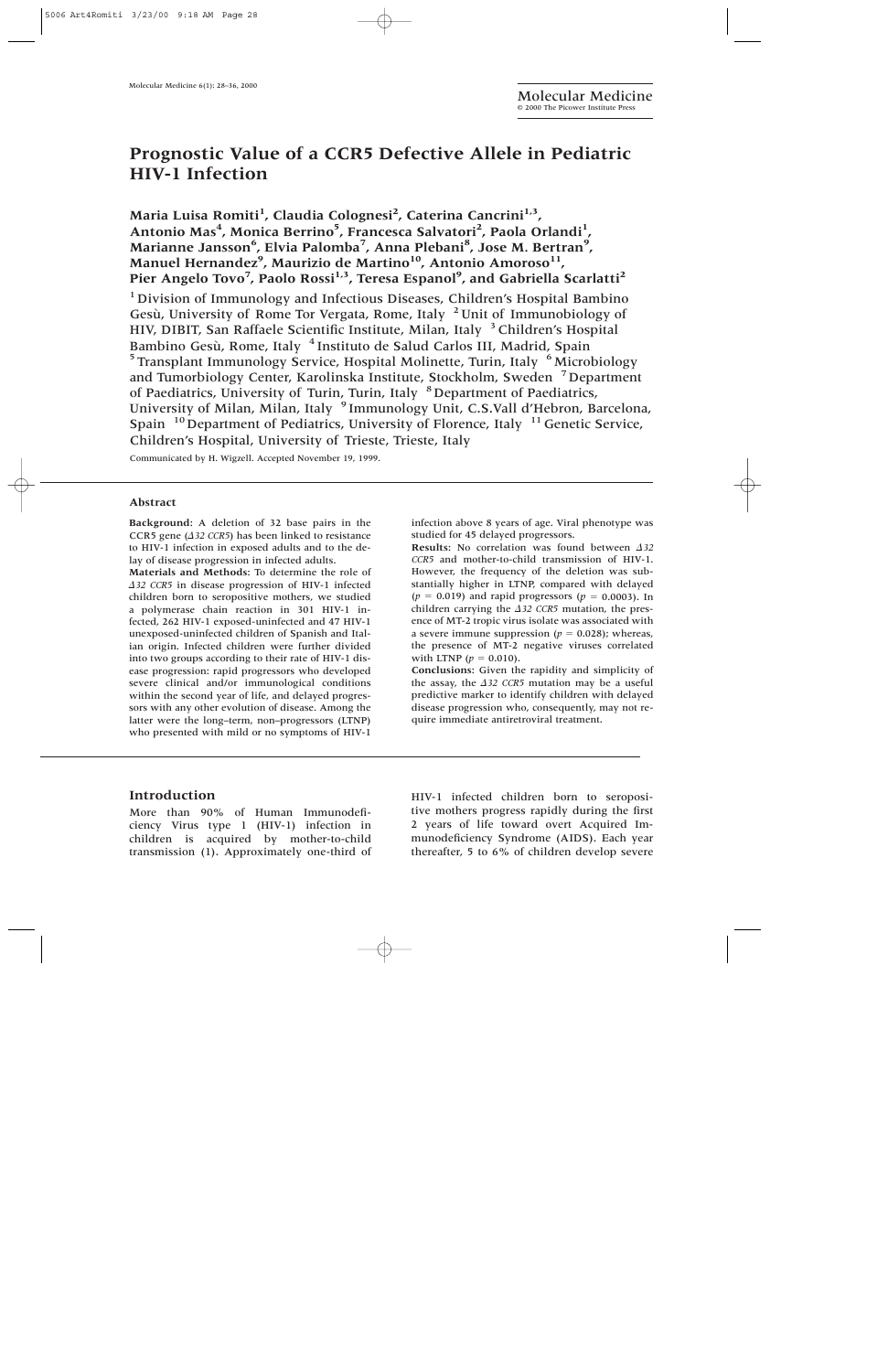# Prognostic Value of a CCR5 Defective Allele in Pediatric HIV-1 Infection

**Maria Luisa Romiti[1], Claudia Colognesi[2], Caterina Cancrini[1,3], Antonio Mas[4], Monica Berrino[5], Francesca Salvatori[2], Paola Orlandi[1], Marianne Jansson[6], Elvia Palomba[7], Anna Plebani[8], Jose M. Bertran[9], Manuel Hernandez[9], Maurizio de Martino[10], Antonio Amoroso[11], Pier Angelo Tovo[7], Paolo Rossi[1,3], Teresa Espanol[9], and Gabriella Scarlatti[2]**

[1] Division of Immunology and Infectious Diseases, Children's Hospital Bambino Gesù, University of Rome Tor Vergata, Rome, Italy [2] Unit of Immunobiology of HIV, DIBIT, San Raffaele Scientific Institute, Milan, Italy [3] Children's Hospital Bambino Gesù, Rome, Italy [4] Instituto de Salud Carlos III, Madrid, Spain [5] Transplant Immunology Service, Hospital Molinette, Turin, Italy [6] Microbiology and Tumorbiology Center, Karolinska Institute, Stockholm, Sweden [7] Department of Paediatrics, University of Turin, Turin, Italy [8] Department of Paediatrics, University of Milan, Milan, Italy [9] Immunology Unit, C.S.Vall d'Hebron, Barcelona, Spain [10] Department of Pediatrics, University of Florence, Italy [11] Genetic Service, Children's Hospital, University of Trieste, Trieste, Italy

Communicated by H. Wigzell. Accepted November 19, 1999.

## Abstract

**Background**: A deletion of 32 base pairs in the CCR5 gene (*Δ32 CCR5*) has been linked to resistance to HIV-1 infection in exposed adults and to the delay of disease progression in infected adults.

**Materials and Methods**: To determine the role of *Δ32 CCR5* in disease progression of HIV-1 infected children born to seropositive mothers, we studied a polymerase chain reaction in 301 HIV-1 infected, 262 HIV-1 exposed-uninfected and 47 HIV-1 unexposed-uninfected children of Spanish and Italian origin. Infected children were further divided into two groups according to their rate of HIV-1 disease progression: rapid progressors who developed severe clinical and/or immunological conditions within the second year of life, and delayed progressors with any other evolution of disease. Among the latter were the long–term, non–progressors (LTNP) who presented with mild or no symptoms of HIV-1 infection above 8 years of age. Viral phenotype was studied for 45 delayed progressors.

**Results**: No correlation was found between *Δ32 CCR5* and mother-to-child transmission of HIV-1. However, the frequency of the deletion was substantially higher in LTNP, compared with delayed ($p = 0.019$) and rapid progressors ($p = 0.0003$). In children carrying the *Δ32 CCR5* mutation, the presence of MT-2 tropic virus isolate was associated with a severe immune suppression ($p = 0.028$); whereas, the presence of MT-2 negative viruses correlated with LTNP ($p = 0.010$).

**Conclusions**: Given the rapidity and simplicity of the assay, the *Δ32 CCR5* mutation may be a useful predictive marker to identify children with delayed disease progression who, consequently, may not require immediate antiretroviral treatment.

## Introduction

More than 90% of Human Immunodeficiency Virus type 1 (HIV-1) infection in children is acquired by mother-to-child transmission (1). Approximately one-third of HIV-1 infected children born to seropositive mothers progress rapidly during the first 2 years of life toward overt Acquired Immunodeficiency Syndrome (AIDS). Each year thereafter, 5 to 6% of children develop severe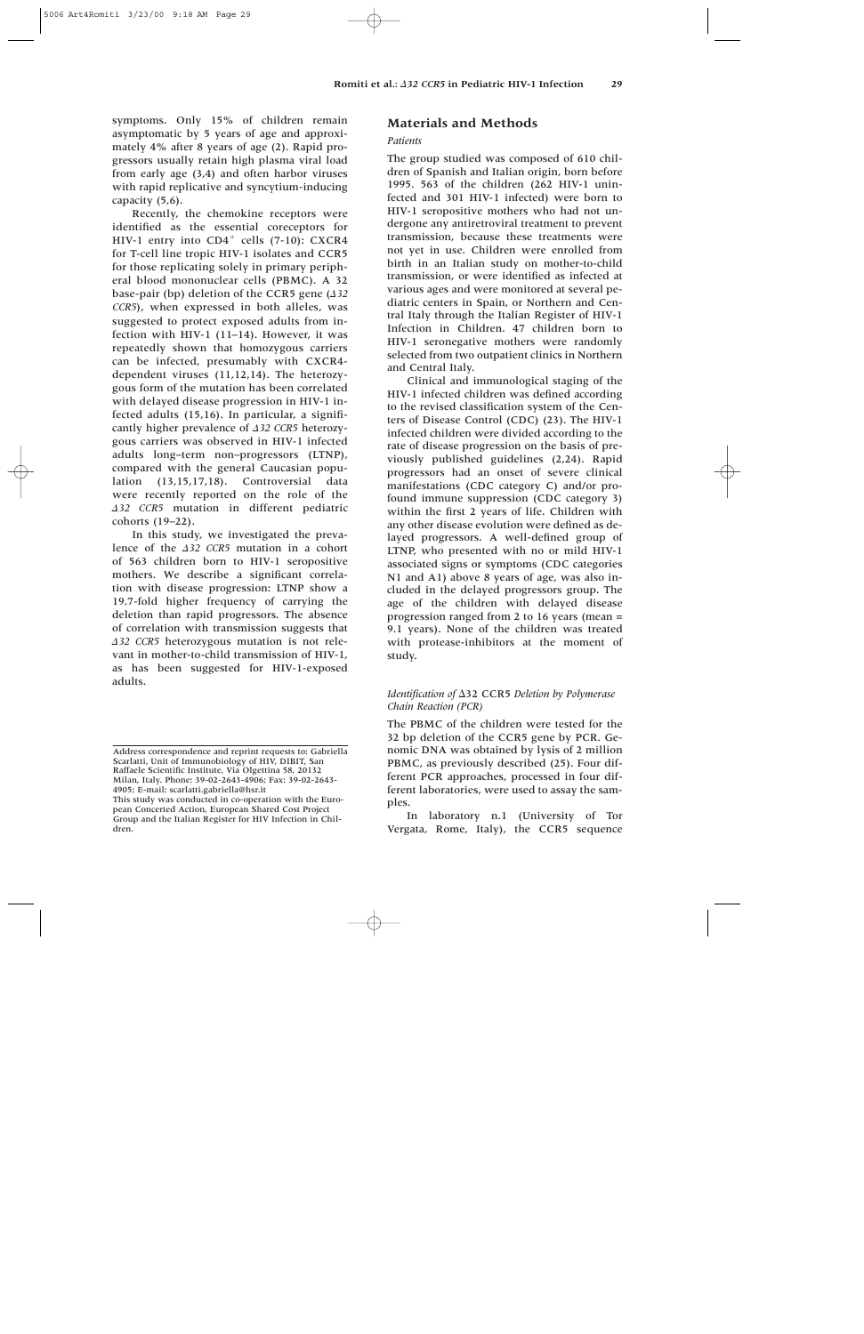symptoms. Only 15% of children remain asymptomatic by 5 years of age and approximately 4% after 8 years of age (2). Rapid progressors usually retain high plasma viral load from early age (3,4) and often harbor viruses with rapid replicative and syncytium-inducing capacity (5,6).

Recently, the chemokine receptors were identified as the essential coreceptors for HIV-1 entry into $CD4^+$ cells (7-10): CXCR4 for T-cell line tropic HIV-1 isolates and CCR5 for those replicating solely in primary peripheral blood mononuclear cells (PBMC). A 32 base-pair (bp) deletion of the CCR5 gene (*Δ32 CCR5*), when expressed in both alleles, was suggested to protect exposed adults from infection with HIV-1 (11–14). However, it was repeatedly shown that homozygous carriers can be infected, presumably with CXCR4-dependent viruses (11,12,14). The heterozygous form of the mutation has been correlated with delayed disease progression in HIV-1 infected adults (15,16). In particular, a significantly higher prevalence of *Δ32 CCR5* heterozygous carriers was observed in HIV-1 infected adults long–term non–progressors (LTNP), compared with the general Caucasian population (13,15,17,18). Controversial data were recently reported on the role of the *Δ32 CCR5* mutation in different pediatric cohorts (19–22).

In this study, we investigated the prevalence of the *Δ32 CCR5* mutation in a cohort of 563 children born to HIV-1 seropositive mothers. We describe a significant correlation with disease progression: LTNP show a 19.7-fold higher frequency of carrying the deletion than rapid progressors. The absence of correlation with transmission suggests that *Δ32 CCR5* heterozygous mutation is not relevant in mother-to-child transmission of HIV-1, as has been suggested for HIV-1-exposed adults.

Address correspondence and reprint requests to: Gabriella Scarlatti, Unit of Immunobiology of HIV, DIBIT, San Raffaele Scientific Institute, Via Olgettina 58, 20132 Milan, Italy. Phone: 39-02-2643-4906; Fax: 39-02-2643-4905; E-mail: scarlatti.gabriella@hsr.it

This study was conducted in co-operation with the European Concerted Action, European Shared Cost Project Group and the Italian Register for HIV Infection in Children.

## Materials and Methods

### Patients

The group studied was composed of 610 children of Spanish and Italian origin, born before 1995. 563 of the children (262 HIV-1 uninfected and 301 HIV-1 infected) were born to HIV-1 seropositive mothers who had not undergone any antiretroviral treatment to prevent transmission, because these treatments were not yet in use. Children were enrolled from birth in an Italian study on mother-to-child transmission, or were identified as infected at various ages and were monitored at several pediatric centers in Spain, or Northern and Central Italy through the Italian Register of HIV-1 Infection in Children. 47 children born to HIV-1 seronegative mothers were randomly selected from two outpatient clinics in Northern and Central Italy.

Clinical and immunological staging of the HIV-1 infected children was defined according to the revised classification system of the Centers of Disease Control (CDC) (23). The HIV-1 infected children were divided according to the rate of disease progression on the basis of previously published guidelines (2,24). Rapid progressors had an onset of severe clinical manifestations (CDC category C) and/or profound immune suppression (CDC category 3) within the first 2 years of life. Children with any other disease evolution were defined as delayed progressors. A well-defined group of LTNP, who presented with no or mild HIV-1 associated signs or symptoms (CDC categories N1 and A1) above 8 years of age, was also included in the delayed progressors group. The age of the children with delayed disease progression ranged from 2 to 16 years (mean = 9.1 years). None of the children was treated with protease-inhibitors at the moment of study.

### *Identification of Δ32 CCR5 Deletion by Polymerase Chain Reaction (PCR)*

The PBMC of the children were tested for the 32 bp deletion of the CCR5 gene by PCR. Genomic DNA was obtained by lysis of 2 million PBMC, as previously described (25). Four different PCR approaches, processed in four different laboratories, were used to assay the samples.

In laboratory n.1 (University of Tor Vergata, Rome, Italy), the CCR5 sequence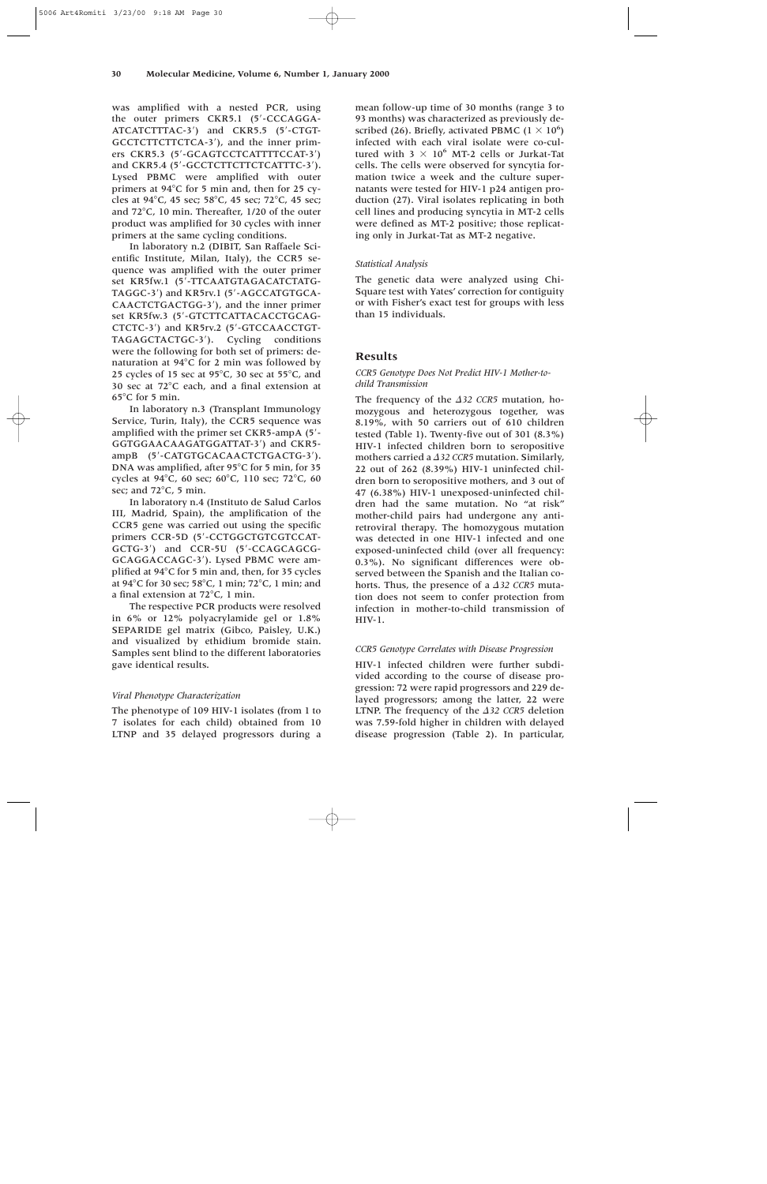was amplified with a nested PCR, using the outer primers CKR5.1 (5′-CCCAGGA-ATCATCTTTAC-3′) and CKR5.5 (5′-CTGT-GCCTCTTCTTCTCA-3′), and the inner primers CKR5.3 (5′-GCAGTCCTCATTTTCCAT-3′) and CKR5.4 (5′-GCCTCTTCTTCTCATTTC-3′). Lysed PBMC were amplified with outer primers at 94°C for 5 min and, then for 25 cycles at 94°C, 45 sec; 58°C, 45 sec; 72°C, 45 sec; and 72°C, 10 min. Thereafter, 1/20 of the outer product was amplified for 30 cycles with inner primers at the same cycling conditions.

In laboratory n.2 (DIBIT, San Raffaele Scientific Institute, Milan, Italy), the CCR5 sequence was amplified with the outer primer set KR5fw.1 (5′-TTCAATGTAGACATCTATG-TAGGC-3′) and KR5rv.1 (5′-AGCCATGTGCA-CAACTCTGACTGG-3′), and the inner primer set KR5fw.3 (5′-GTCTTCATTACACCTGCAG-CTCTC-3′) and KR5rv.2 (5′-GTCCAACCTGT-TAGAGCTACTGC-3′). Cycling conditions were the following for both set of primers: denaturation at 94°C for 2 min was followed by 25 cycles of 15 sec at 95°C, 30 sec at 55°C, and 30 sec at 72°C each, and a final extension at 65°C for 5 min.

In laboratory n.3 (Transplant Immunology Service, Turin, Italy), the CCR5 was amplified with the primer set CKR5-ampA (5′-GGTGGAACAAGATGGATTAT-3′) and CKR5-ampB (5′-CATGTGCACAACTCTGACTG-3′). DNA was amplified, after 95°C for 5 min, for 35 cycles at 94°C, 60 sec; 60°C, 110 sec; 72°C, 60 sec; and 72°C, 5 min.

In laboratory n.4 (Instituto de Salud Carlos III, Madrid, Spain), the amplification of the CCR5 gene was carried out using the specific primers CCR-5D (5′-CCTGGCTGTCGTCCAT-GCTG-3′) and CCR-5U (5′-CCAGCAGCG-GCAGGACCAGC-3′). Lysed PBMC were amplified at 94°C for 5 min and, then, for 35 cycles at 94°C for 30 sec; 58°C, 1 min; 72°C, 1 min; and a final extension at 72°C, 1 min.

The respective PCR products were resolved in 6% or 12% polyacrylamide gel or 1.8% SEPARIDE gel matrix (Gibco, Paisley, U.K.) and visualized by ethidium bromide stain. Samples sent blind to the different laboratories gave identical results.

### *Viral Phenotype Characterization*

The phenotype of 109 HIV-1 isolates (from 1 to 7 isolates for each child) obtained from 10 LTNP and 35 delayed progressors during a mean follow-up time of 30 months (range 3 to 93 months) was characterized as previously described (26). Briefly, activated PBMC ($1 \times 10^6$) infected with each viral isolate were co-cultured with $3 \times 10^6$ MT-2 cells or Jurkat-Tat cells. The cells were observed for syncytia formation twice a week and the culture supernatants were tested for HIV-1 p24 antigen production (27). Viral isolates replicating in both cell lines and producing syncytia in MT-2 cells were defined as MT-2 positive; those replicating only in Jurkat-Tat as MT-2 negative.

### *Statistical Analysis*

The genetic data were analyzed using Chi-Square test with Yates' correction for contiguity or with Fisher's exact test for groups with less than 15 individuals.

## Results

### *CCR5 Genotype Does Not Predict HIV-1 Mother-to-child Transmission*

The frequency of the *Δ32 CCR5* mutation, homozygous and heterozygous together, was 8.19%, with 50 carriers out of 610 children tested (Table 1). Twenty-five out of 301 (8.3%) HIV-1 infected children born to seropositive mothers carried a *Δ32 CCR5* mutation. Similarly, 22 out of 262 (8.39%) HIV-1 uninfected children born to seropositive mothers, and 3 out of 47 (6.38%) HIV-1 unexposed-uninfected children had the same mutation. No "at risk" mother-child pairs had undergone any antiretroviral therapy. The homozygous mutation was detected in one HIV-1 infected and one exposed-uninfected child (over all frequency: 0.3%). No significant differences were observed between the Spanish and the Italian cohorts. Thus, the presence of a *Δ32 CCR5* mutation does not seem to confer protection from infection in mother-to-child transmission of HIV-1.

### *CCR5 Genotype Correlates with Disease Progression*

HIV-1 infected children were further subdivided according to the course of disease progression: 72 were rapid progressors and 229 delayed progressors; among the latter, 22 were LTNP. The frequency of the *Δ32 CCR5* deletion was 7.59-fold higher in children with delayed disease progression (Table 2). In particular,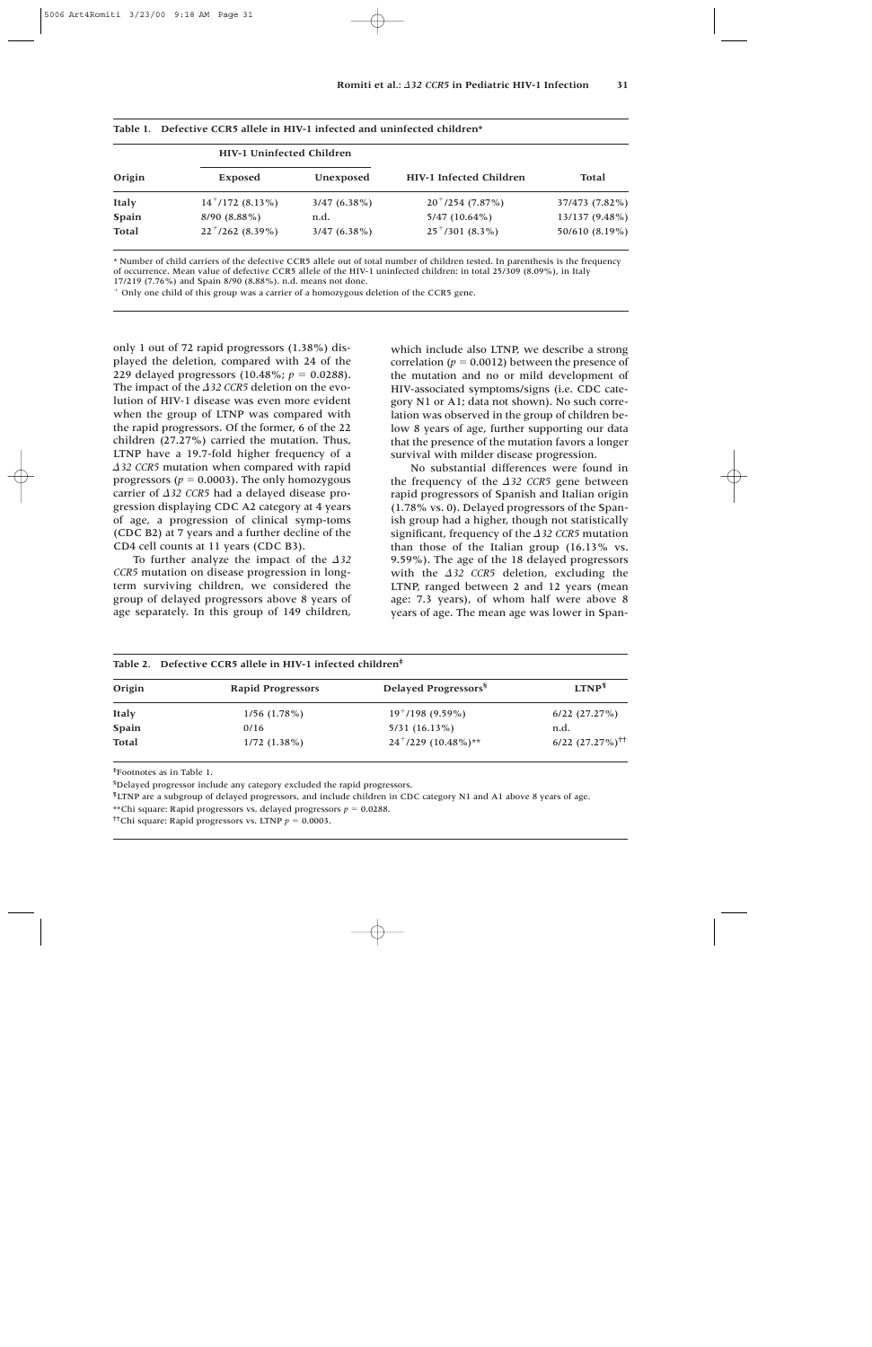**Table 1. Defective CCR5 allele in HIV-1 infected and uninfected children***

| Origin | HIV-1 Uninfected Children | | HIV-1 Infected Children | Total |
|---|---|---|---|---|
| | Exposed | Unexposed | | |
| **Italy** | 14⁺/172 (8.13%) | 3/47 (6.38%) | 20⁺/254 (7.87%) | 37/473 (7.82%) |
| **Spain** | 8/90 (8.88%) | n.d. | 5/47 (10.64%) | 13/137 (9.48%) |
| **Total** | 22⁺/262 (8.39%) | 3/47 (6.38%) | 25⁺/301 (8.3%) | 50/610 (8.19%) |

\* Number of child carriers of the defective CCR5 allele out of total number of children tested. In parenthesis is the frequency of occurrence. Mean value of defective CCR5 allele of the HIV-1 uninfected children: in total 25/309 (8.09%), in Italy 17/219 (7.76%) and Spain 8/90 (8.88%). n.d. means not done.

⁺ Only one child of this group was a carrier of a homozygous deletion of the CCR5 gene.

only 1 out of 72 rapid progressors (1.38%) displayed the deletion, compared with 24 of the 229 delayed progressors (10.48%; $p = 0.0288$). The impact of the *Δ32 CCR5* deletion on the evolution of HIV-1 disease was even more evident when the group of LTNP was compared with the rapid progressors. Of the former, 6 of the 22 children (27.27%) carried the mutation. Thus, LTNP have a 19.7-fold higher frequency of a *Δ32 CCR5* mutation when compared with rapid progressors ($p = 0.0003$). The only homozygous carrier of *Δ32 CCR5* had a delayed disease progression displaying CDC A2 category at 4 years of age, a progression of clinical symp-toms (CDC B2) at 7 years and a further decline of the CD4 cell counts at 11 years (CDC B3).

To further analyze the impact of the *Δ32 CCR5* mutation on disease progression in long-term surviving children, we considered the group of delayed progressors above 8 years of age separately. In this group of 149 children, which include also LTNP, we describe a strong correlation ($p = 0.0012$) between the presence of the mutation and no or mild development of HIV-associated symptoms/signs (i.e. CDC category N1 or A1; data not shown). No such correlation was observed in the group of children below 8 years of age, further supporting our data that the presence of the mutation favors a longer survival with milder disease progression.

No substantial differences were found in the frequency of the *Δ32 CCR5* gene between rapid progressors of Spanish and Italian origin (1.78% vs. 0). Delayed progressors of the Spanish group had a higher, though not statistically significant, frequency of the *Δ32 CCR5* mutation than those of the Italian group (16.13% vs. 9.59%). The age of the 18 delayed progressors with the *Δ32 CCR5* deletion, excluding the LTNP, ranged between 2 and 12 years (mean age: 7.3 years), of whom half were above 8 years of age. The mean age was lower in Span-

**Table 2. Defective CCR5 allele in HIV-1 infected children‡**

| Origin | Rapid Progressors | Delayed Progressors§ | LTNP¶ |
|---|---|---|---|
| **Italy** | 1/56 (1.78%) | 19⁺/198 (9.59%) | 6/22 (27.27%) |
| **Spain** | 0/16 | 5/31 (16.13%) | n.d. |
| **Total** | 1/72 (1.38%) | 24⁺/229 (10.48%)** | 6/22 (27.27%)†† |

‡Footnotes as in Table 1.

§Delayed progressor include any category excluded the rapid progressors.

¶LTNP are a subgroup of delayed progressors, and include children in CDC category N1 and A1 above 8 years of age.

**Chi square: Rapid progressors vs. delayed progressors $p = 0.0288$.

††Chi square: Rapid progressors vs. LTNP $p = 0.0003$.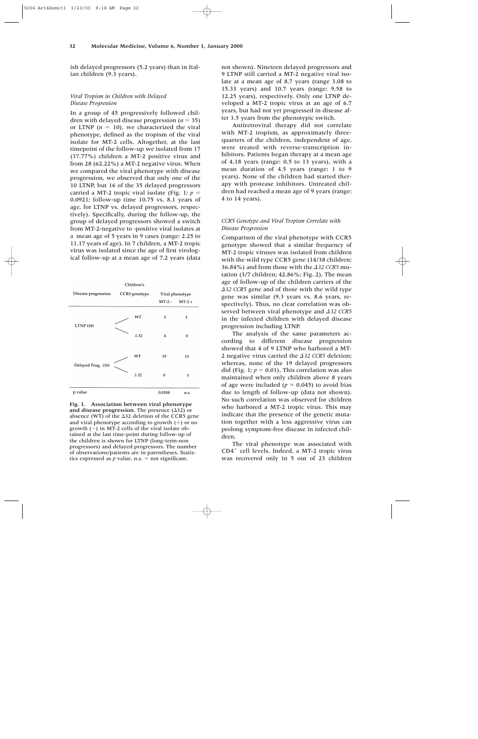ish delayed progressors (5.2 years) than in Italian children (9.3 years).

### *Viral Tropism in Children with Delayed Disease Progression*

In a group of 45 progressively followed children with delayed disease progression ($n = 35$) or LTNP ($n = 10$), we characterized the viral phenotype, defined as the tropism of the viral isolate for MT-2 cells. Altogether, at the last timepoint of the follow-up we isolated from 17 (37.77%) children a MT-2 positive virus and from 28 (62.22%) a MT-2 negative virus. When we compared the viral phenotype with disease progression, we observed that only one of the 10 LTNP, but 16 of the 35 delayed progressors carried a MT-2 tropic viral isolate (Fig. 1; $p = 0.0921$; follow-up time 10.75 vs. 8.1 years of age, for LTNP vs. delayed progressors, respectively). Specifically, during the follow-up, the group of delayed progressors showed a switch from MT-2-negative to -positive viral isolates at a mean age of 5 years in 9 cases (range: 2.25 to 11.17 years of age). In 7 children, a MT-2 tropic virus was isolated since the age of first virological follow-up at a mean age of 7.2 years (data not shown). Nineteen delayed progressors and 9 LTNP still carried a MT-2 negative viral isolate at a mean age of 8.7 years (range 3.08 to 15.33 years) and 10.7 years (range: 9.58 to 12.25 years), respectively. Only one LTNP developed a MT-2 tropic virus at an age of 6.7 years, but had not yet progressed in disease after 3.5 years from the phenotypic switch.

Antiretroviral therapy did not correlate with MT-2 tropism, as approximately three-quarters of the children, independent of age, were treated with reverse-transcription inhibitors. Patients began therapy at a mean age of 4.18 years (range: 0.5 to 13 years), with a mean duration of 4.5 years (range: 1 to 9 years). None of the children had started therapy with protease inhibitors. Untreated children had reached a mean age of 9 years (range: 4 to 14 years).

| Disease progression | Children's CCR5 genotype | Viral phenotype MT-2 - | MT-2 + |
|---|---|---|---|
| LTNP (10) | WT | 5 | 1 |
| | Δ 32 | 4 | 0 |
| Delayed Prog. (35) | WT | 19 | 13 |
| | Δ 32 | 0 | 3 |
| p value | | 0.0104 | n.s. |

**Fig. 1. Association between viral phenotype and disease progression**. The presence (Δ32) or absence (WT) of the Δ32 deletion of the CCR5 gene and viral phenotype according to growth (+) or no growth (−) in MT-2 cells of the viral isolate obtained at the last time-point during follow-up of the children is shown for LTNP (long-term-non progressors) and delayed progressors. The number of observations/patients are in parentheses. Statistics expressed as $p$ value, n.s. = not significant.

### *CCR5 Genotype and Viral Tropism Correlate with Disease Progression*

Comparison of the viral phenotype with CCR5 genotype showed that a similar frequency of MT-2 tropic viruses was isolated from children with the wild type CCR5 gene (14/38 children; 36.84%) and from those with the *Δ32 CCR5* mutation (3/7 children; 42.86%; Fig. 2). The mean age of follow-up of the children carriers of the *Δ32 CCR5* gene and of those with the wild type gene was similar (9.3 years vs. 8.6 years, respectively). Thus, no clear correlation was observed between viral phenotype and *Δ32 CCR5* in the infected children with delayed disease progression including LTNP.

The analysis of the same parameters according to different disease progression showed that 4 of 9 LTNP who harbored a MT-2 negative virus carried the *Δ32 CCR5* deletion; whereas, none of the 19 delayed progressors did (Fig. 1; $p = 0.01$). This correlation was also maintained when only children above 8 years of age were included ($p = 0.045$) to avoid bias due to length of follow-up (data not shown). No such correlation was observed for children who harbored a MT-2 tropic virus. This may indicate that the presence of the genetic mutation together with a less aggressive virus can prolong symptom-free disease in infected children.

The viral phenotype was associated with $CD4^+$ cell levels. Indeed, a MT-2 tropic virus was recovered only in 5 out of 23 children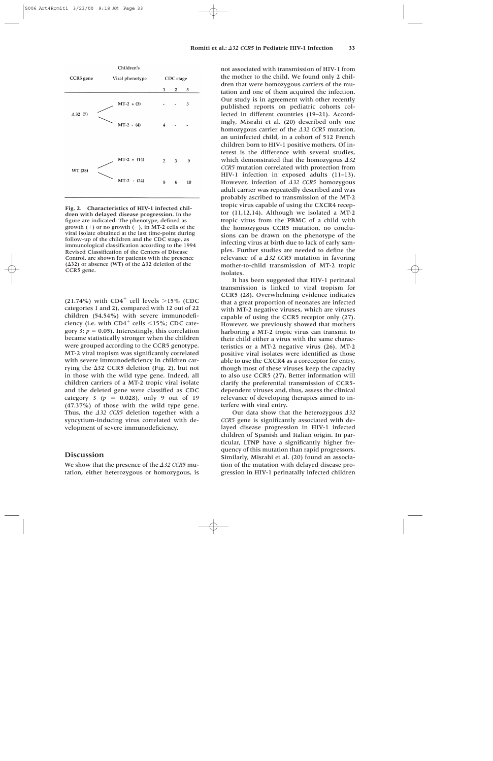| CCR5 gene | Children's Viral phenotype | CDC stage 1 | CDC stage 2 | CDC stage 3 |
|---|---|---|---|---|
| Δ 32 (7) | MT-2 + (3) | - | - | 3 |
| | MT-2 - (4) | 4 | - | - |
| WT (38) | MT-2 + (14) | 2 | 3 | 9 |
| | MT-2 - (24) | 8 | 6 | 10 |

**Fig. 2. Characteristics of HIV-1 infected children with delayed disease progression.** In the figure are indicated: The phenotype, defined as growth (+) or no growth (−), in MT-2 cells of the viral isolate obtained at the last time-point during follow-up of the children and the CDC stage, as immunological classification according to the 1994 Revised Classification of the Centers of Disease Control, are shown for patients with the presence (Δ32) or absence (WT) of the Δ32 deletion of the CCR5 gene.

(21.74%) with $CD4^+$ cell levels >15% (CDC categories 1 and 2), compared with 12 out of 22 children (54.54%) with severe immunodeficiency (i.e. with $CD4^+$ cells <15%; CDC category 3; $p = 0.05$). Interestingly, this correlation became statistically stronger when the children were grouped according to the CCR5 genotype. MT-2 viral tropism was significantly correlated with severe immunodeficiency in children carrying the Δ32 CCR5 deletion (Fig. 2), but not in those with the wild type gene. Indeed, all children carriers of a MT-2 tropic viral isolate and the deleted gene were classified as CDC category 3 ($p = 0.028$), only 9 out of 19 (47.37%) of those with the wild type gene. Thus, the *Δ32 CCR5* deletion together with a syncytium-inducing virus correlated with development of severe immunodeficiency.

## Discussion

We show that the presence of the *Δ32 CCR5* mutation, either heterozygous or homozygous, is not associated with transmission of HIV-1 from the mother to the child. We found only 2 children that were homozygous carriers of the mutation and one of them acquired the infection. Our study is in agreement with other recently published reports on pediatric cohorts collected in different countries (19–21). Accordingly, Misrahi et al. (20) described only one homozygous carrier of the *Δ32 CCR5* mutation, an uninfected child, in a cohort of 512 French children born to HIV-1 positive mothers. Of interest is the difference with several studies, which demonstrated that the homozygous *Δ32 CCR5* mutation correlated with protection from HIV-1 infection in exposed adults (11–13). However, infection of *Δ32 CCR5* homozygous adult carrier was repeatedly described and was probably ascribed to transmission of the MT-2 tropic virus capable of using the CXCR4 receptor (11,12,14). Although we isolated a MT-2 tropic virus from the PBMC of a child with the homozygous CCR5 mutation, no conclusions can be drawn on the phenotype of the infecting virus at birth due to lack of early samples. Further studies are needed to define the relevance of a *Δ32 CCR5* mutation in favoring mother-to-child transmission of MT-2 tropic isolates.

It has been suggested that HIV-1 perinatal transmission is linked to viral tropism for CCR5 (28). Overwhelming evidence indicates that a great proportion of neonates are infected with MT-2 negative viruses, which are viruses capable of using the CCR5 receptor only (27). However, we previously showed that mothers harboring a MT-2 tropic virus can transmit to their child either a virus with the same characteristics or a MT-2 negative virus (26). MT-2 positive viral isolates were identified as those able to use the CXCR4 as a coreceptor for entry, though most of these viruses keep the capacity to also use CCR5 (27). Better information will clarify the preferential transmission of CCR5-dependent viruses and, thus, assess the clinical relevance of developing therapies aimed to interfere with viral entry.

Our data show that the heterozygous *Δ32 CCR5* gene is significantly associated with delayed disease progression in HIV-1 infected children of Spanish and Italian origin. In particular, LTNP have a significantly higher frequency of this mutation than rapid progressors. Similarly, Misrahi et al. (20) found an association of the mutation with delayed disease progression in HIV-1 perinatally infected children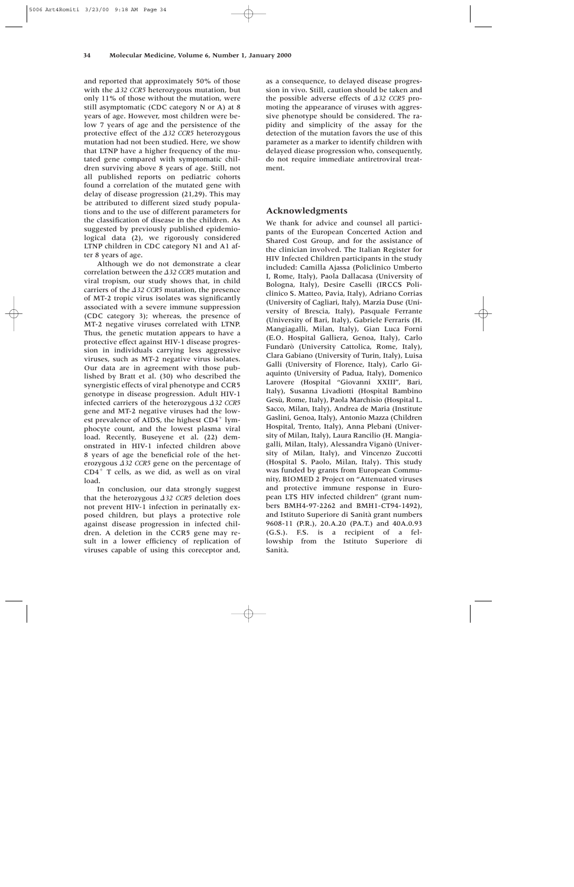and reported that approximately 50% of those with the *Δ32 CCR5* heterozygous mutation, but only 11% of those without the mutation, were still asymptomatic (CDC category N or A) at 8 years of age. However, most children were below 7 years of age and the persistence of the protective effect of the *Δ32 CCR5* heterozygous mutation had not been studied. Here, we show that LTNP have a higher frequency of the mutated gene compared with symptomatic children surviving above 8 years of age. Still, not all published reports on pediatric cohorts found a correlation of the mutated gene with delay of disease progression (21,29). This may be attributed to different sized study populations and to the use of different parameters for the classification of disease in the children. As suggested by previously published epidemiological data (2), we rigorously considered LTNP children in CDC category N1 and A1 after 8 years of age.

Although we do not demonstrate a clear correlation between the *Δ32 CCR5* mutation and viral tropism, our study shows that, in child carriers of the *Δ32 CCR5* mutation, the presence of MT-2 tropic virus isolates was significantly associated with a severe immune suppression (CDC category 3); whereas, the presence of MT-2 negative viruses correlated with LTNP. Thus, the genetic mutation appears to have a protective effect against HIV-1 disease progression in individuals carrying less aggressive viruses, such as MT-2 negative virus isolates. Our data are in agreement with those published by Bratt et al. (30) who described the synergistic effects of viral phenotype and CCR5 genotype in disease progression. Adult HIV-1 infected carriers of the heterozygous *Δ32 CCR5* gene and MT-2 negative viruses had the lowest prevalence of AIDS, the highest $CD4^+$ lymphocyte count, and the lowest plasma viral load. Recently, Buseyene et al. (22) demonstrated in HIV-1 infected children above 8 years of age the beneficial role of the heterozygous *Δ32 CCR5* gene on the percentage of $CD4^+$ T cells, as we did, as well as on viral load.

In conclusion, our data strongly suggest that the heterozygous *Δ32 CCR5* deletion does not prevent HIV-1 infection in perinatally exposed children, but plays a protective role against disease progression in infected children. A deletion in the CCR5 gene may result in a lower efficiency of replication of viruses capable of using this coreceptor and, as a consequence, to delayed disease progression in vivo. Still, caution should be taken and the possible adverse effects of *Δ32 CCR5* promoting the appearance of viruses with aggressive phenotype should be considered. The rapidity and simplicity of the assay for the detection of the mutation favors the use of this parameter as a marker to identify children with delayed diease progression who, consequently, do not require immediate antiretroviral treatment.

## Acknowledgments

We thank for advice and counsel all participants of the European Concerted Action and Shared Cost Group, and for the assistance of the clinician involved. The Italian Register for HIV Infected Children participants in the study included: Camilla Ajassa (Policlinico Umberto I, Rome, Italy), Paola Dallacasa (University of Bologna, Italy), Desire Caselli (IRCCS Policlinico S. Matteo, Pavia, Italy), Adriano Corrias (University of Cagliari, Italy), Marzia Duse (University of Brescia, Italy), Pasquale Ferrante (University of Bari, Italy), Gabriele Ferraris (H. Mangiagalli, Milan, Italy), Gian Luca Forni (E.O. Hospital Galliera, Genoa, Italy), Carlo Fundarò (University Cattolica, Rome, Italy), Clara Gabiano (University of Turin, Italy), Luisa Galli (University of Florence, Italy), Carlo Giaquinto (University of Padua, Italy), Domenico Larovere (Hospital "Giovanni XXIII", Bari, Italy), Susanna Livadiotti (Hospital Bambino Gesù, Rome, Italy), Paola Marchisio (Hospital L. Sacco, Milan, Italy), Andrea de Maria (Institute Gaslini, Genoa, Italy), Antonio Mazza (Children Hospital, Trento, Italy), Anna Plebani (University of Milan, Italy), Laura Rancilio (H. Mangiagalli, Milan, Italy), Alessandra Viganò (University of Milan, Italy), and Vincenzo Zuccotti (Hospital S. Paolo, Milan, Italy). This study was funded by grants from European Community, BIOMED 2 Project on "Attenuated viruses and protective immune response in European LTS HIV infected children" (grant numbers BMH4-97-2262 and BMH1-CT94-1492), and Istituto Superiore di Sanità grant numbers 9608-11 (P.R.), 20.A.20 (PA.T.) and 40A.0.93 (G.S.). F.S. is a recipient of a fellowship from the Istituto Superiore di Sanità.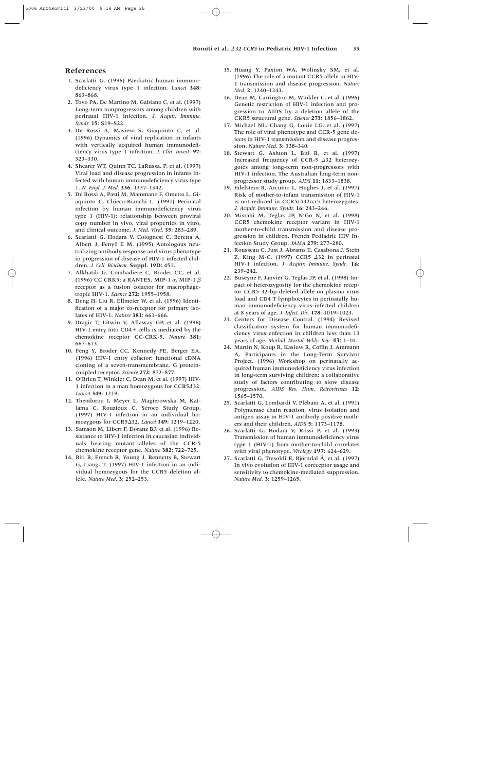## References

1. Scarlatti G. (1996) Paediatric human immunodeficiency virus type 1 infection. *Lancet* **348:** 863–868.
2. Tovo PA, De Martino M, Gabiano C, et al. (1997) Long-term nonprogressors among children with perinatal HIV-1 infection. *J. Acquir. Immune. Syndr.* **15:** S19–S22.
3. De Rossi A, Masiero S, Giaquinto C, et al. (1996) Dynamics of viral replication in infants with vertically acquired human immunodeficiency virus type 1 infection. *J. Clin. Invest.* **97:** 323–330.
4. Shearer WT, Quinn TC, LaRussa, P, et al. (1997) Viral load and disease progression in infants infected with human immunodeficiency virus type 1. *N. Engl. J. Med.* **336:** 1337–1342.
5. De Rossi A, Pasti M, Mammano F, Ometto L, Giaquinto C, Chieco-Bianchi L. (1991) Perinatal infection by human immunodeficiency virus type 1 (HIV-1): relationship between proviral copy number in vivo, viral properties in vitro, and clinical outcome. *J. Med. Virol.* **35:** 283–289.
6. Scarlatti G, Hodara V, Colognesi C, Beretta A, Albert J, Fenyö E M. (1995) Autologous neutralizing antibody response and virus phenotype in progression of disease of HIV-1 infected children. *J. Cell. Biochem.* **Suppl. 19D:** 451.
7. Alkhatib G, Combadiere C, Broder CC, et al. (1996) CC CRK5: a RANTES, MIP-1 $\alpha$, MIP-1 $\beta$ receptor as a fusion cofactor for macrophage-tropic HIV-1. *Science* **272:** 1955–1958.
8. Deng H, Liu R, Ellmeier W, et al. (1996) Identification of a major co-receptor for primary isolates of HIV-1. *Nature* **381:** 661–666.
9. Dragic T, Litwin V, Allaway GP, et al. (1996) HIV-1 entry into CD4+ cells is mediated by the chemokine receptor CC-CRK-5. *Nature* **381:** 667–673.
10. Feng Y, Broder CC, Kennedy PE, Berger EA. (1996) HIV-1 entry cofactor: functional cDNA cloning of a seven-transmembrane, G protein-coupled receptor. *Science* **272:** 872–877.
11. O'Brien T, Winkler C, Dean M, et al. (1997) HIV-1 infection in a man homozygous for CCR5Δ32. *Lancet* **349:** 1219.
12. Theodorou I, Meyer L, Magierowska M, Katlama C, Rouzioux C, Seroco Study Group. (1997) HIV-1 infection in an individual homozygous for CCR5Δ32. *Lancet* **349:** 1219–1220.
13. Samson M, Libert F, Doranz BJ, et al. (1996) Resistance to HIV-1 infection in caucasian individuals bearing mutant alleles of the CCR-5 chemokine receptor gene. *Nature* **382:** 722–725.
14. Biti R, French R, Young J, Bennetts B, Stewart G, Liang, T. (1997) HIV-1 infection in an individual homozygous for the CCR5 deletion allele. *Nature Med.* **3:** 252–253.
15. Huang Y, Paxton WA, Wolinsky SM, et al. (1996) The role of a mutant CCR5 allele in HIV-1 transmission and disease progression. *Nature Med.* **2:** 1240–1243.
16. Dean M, Carrington M, Winkler C, et al. (1996) Genetic restriction of HIV-1 infection and progression to AIDS by a deletion allele of the CKR5 structural gene. *Science* **273:** 1856–1862.
17. Michael NL, Chang G, Louie LG, et al. (1997) The role of viral phenotype and CCR-5 gene defects in HIV-1 transmission and disease progression. *Nature Med.* **3:** 338–340.
18. Stewart G, Ashton L, Biti R, et al. (1997) Increased frequency of CCR-5 Δ32 heterozygotes among long-term non-progressors with HIV-1 infection. The Australian long-term nonprogressor study group. *AIDS* **11:** 1833–1838.
19. Edelstein R, Arcuino L, Hughes J, et al. (1997) Risk of mother-to-infant transmission of HIV-1 is not reduced in CCR5/Δ32ccr5 heterozygotes. *J. Acquir. Immune. Syndr.* **16:** 243–246.
20. Misrahi M, Teglas JP, N'Go N, et al. (1998) CCR5 chemokine receptor variant in HIV-1 mother-to-child transmission and disease progression in children. French Pediadric HIV Infection Study Group. *JAMA* **279:** 277–280.
21. Rousseau C, Just J, Abrams E, Casabona J, Stein Z, King M-C. (1997) CCR5 Δ32 in perinatal HIV-1 infection. *J. Acquir. Immune. Syndr.* **16:** 239–242.
22. Buseyne F, Janvier G, Teglas JP, et al. (1998) Impact of heterozygosity for the chemokine receptor CCR5 32-bp-deleted allele on plasma virus load and CD4 T lymphocytes in perinatally human immunodeficiency virus-infected children at 8 years of age. *J. Infect. Dis.* **178:** 1019–1023.
23. Centers for Disease Control. (1994) Revised classification system for human immunodeficiency virus enfection in children less than 13 years of age. *Morbid. Mortal. Wkly. Rep.* **43:** 1–10.
24. Martin N, Koup R, Kaslow R, Coffin J, Ammann A, Participants in the Long-Term Survivor Project. (1996) Workshop on perinatally acquired human immunodeficiency virus infection in long-term surviving children: a collaborative study of factors contributing to slow disease progression. *AIDS Res. Hum. Retroviruses* **12:** 1565–1570.
25. Scarlatti G, Lombardi V, Plebani A, et al. (1991) Polymerase chain reaction, virus isolation and antigen assay in HIV-1 antibody positive mothers and their children. *AIDS* **5:** 1173–1178.
26. Scarlatti G, Hodara V, Rossi P, et al. (1993) Transmission of human immunodeficiency virus type 1 (HIV-1) from mother-to-child correlates with viral phenotype. *Virology* **197:** 624–629.
27. Scarlatti G, Tresoldi E, Björndal Å, et al. (1997) In vivo evolution of HIV-1 coreceptor usage and sensitivity to chemokine-mediated suppression. *Nature Med.* **3:** 1259–1265.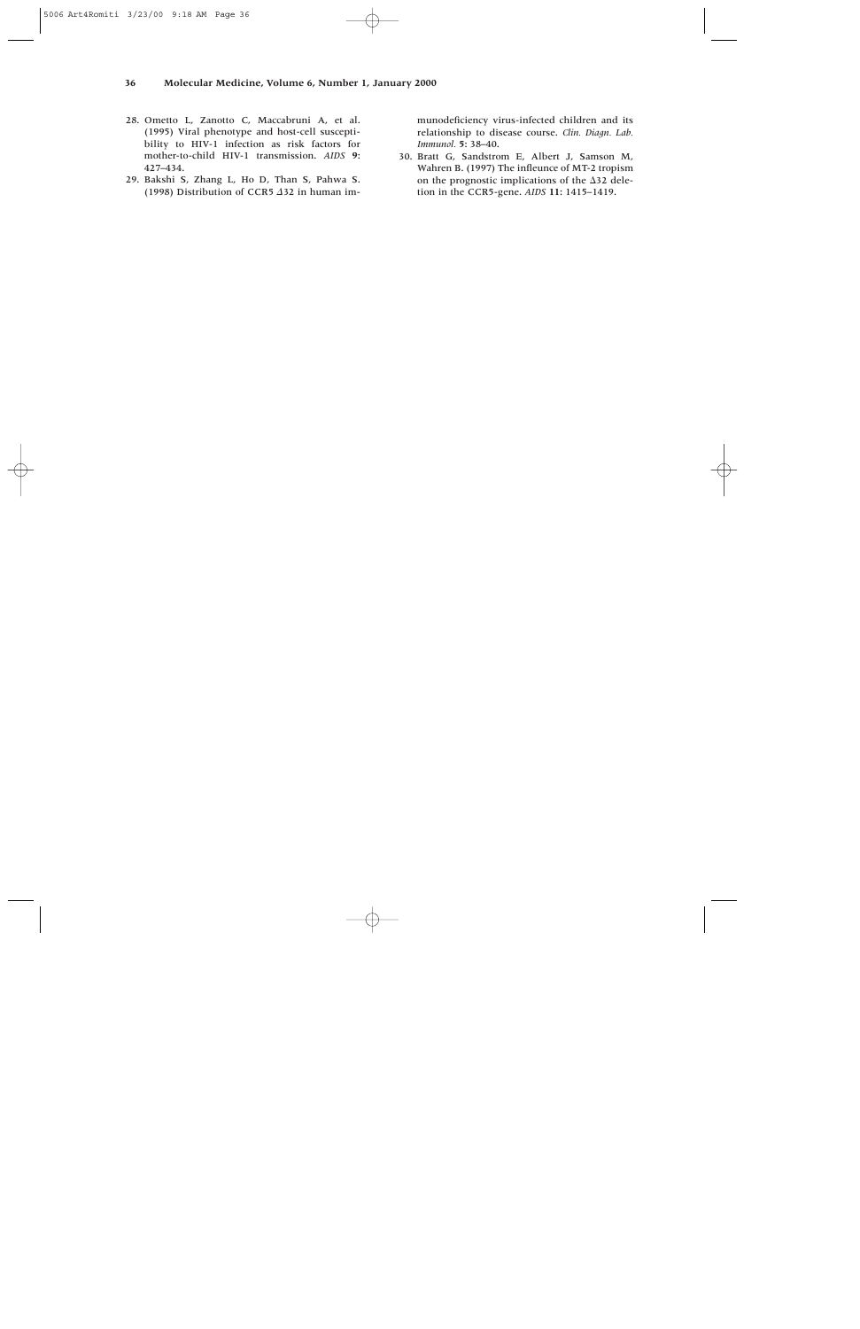28. Ometto L, Zanotto C, Maccabruni A, et al. (1995) Viral phenotype and host-cell susceptibility to HIV-1 infection as risk factors for mother-to-child HIV-1 transmission. *AIDS* **9**: 427–434.
29. Bakshi S, Zhang L, Ho D, Than S, Pahwa S. (1998) Distribution of CCR5 Δ32 in human immunodeficiency virus-infected children and its relationship to disease course. *Clin. Diagn. Lab. Immunol.* **5**: 38–40.
30. Bratt G, Sandstrom E, Albert J, Samson M, Wahren B. (1997) The infleunce of MT-2 tropism on the prognostic implications of the Δ32 deletion in the CCR5-gene. *AIDS* **11**: 1415–1419.